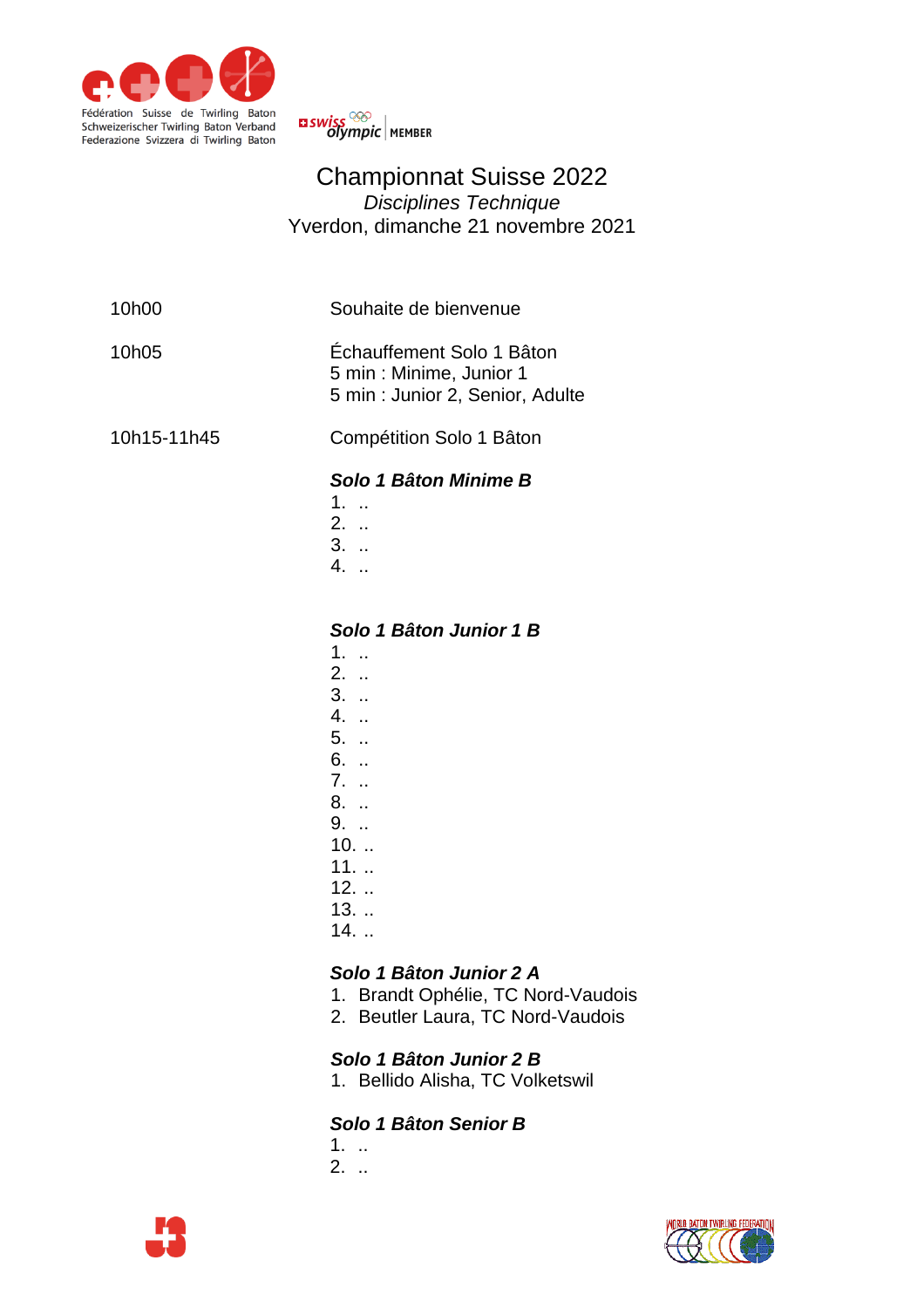Fédération Suisse de Twirling Baton
Schweizerischer Twirling Baton Verband
Federazione Svizzera di Twirling Baton

swiss olympic MEMBER

# Championnat Suisse 2022

*Disciplines Technique*

Yverdon, dimanche 21 novembre 2021

| | |
|---|---|
| 10h00 | Souhaite de bienvenue |
| 10h05 | Échauffement Solo 1 Bâton<br>5 min : Minime, Junior 1<br>5 min : Junior 2, Senior, Adulte |
| 10h15-11h45 | Compétition Solo 1 Bâton |

***Solo 1 Bâton Minime B***

1. ..
2. ..
3. ..
4. ..

***Solo 1 Bâton Junior 1 B***

1. ..
2. ..
3. ..
4. ..
5. ..
6. ..
7. ..
8. ..
9. ..
10. ..
11. ..
12. ..
13. ..
14. ..

***Solo 1 Bâton Junior 2 A***

1. Brandt Ophélie, TC Nord-Vaudois
2. Beutler Laura, TC Nord-Vaudois

***Solo 1 Bâton Junior 2 B***

1. Bellido Alisha, TC Volketswil

***Solo 1 Bâton Senior B***

1. ..
2. ..

WORLD BATON TWIRLING FEDERATION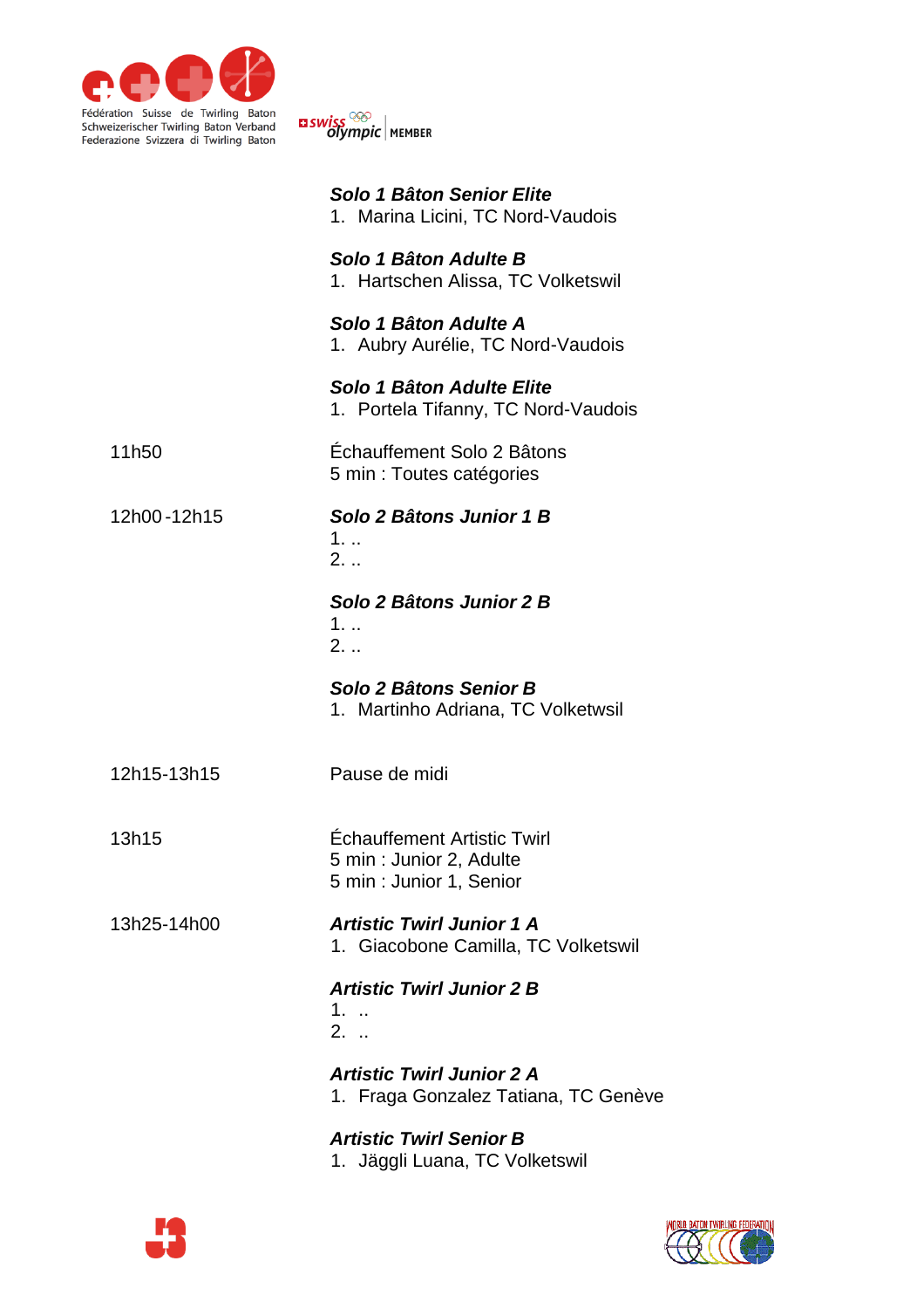***Solo 1 Bâton Senior Elite***
1. Marina Licini, TC Nord-Vaudois

***Solo 1 Bâton Adulte B***
1. Hartschen Alissa, TC Volketswil

***Solo 1 Bâton Adulte A***
1. Aubry Aurélie, TC Nord-Vaudois

***Solo 1 Bâton Adulte Elite***
1. Portela Tifanny, TC Nord-Vaudois

11h50 — Échauffement Solo 2 Bâtons
5 min : Toutes catégories

12h00 -12h15 — ***Solo 2 Bâtons Junior 1 B***
1. ..
2. ..

***Solo 2 Bâtons Junior 2 B***
1. ..
2. ..

***Solo 2 Bâtons Senior B***
1. Martinho Adriana, TC Volketwsil

12h15-13h15 — Pause de midi

13h15 — Échauffement Artistic Twirl
5 min : Junior 2, Adulte
5 min : Junior 1, Senior

13h25-14h00 — ***Artistic Twirl Junior 1 A***
1. Giacobone Camilla, TC Volketswil

***Artistic Twirl Junior 2 B***
1. ..
2. ..

***Artistic Twirl Junior 2 A***
1. Fraga Gonzalez Tatiana, TC Genève

***Artistic Twirl Senior B***
1. Jäggli Luana, TC Volketswil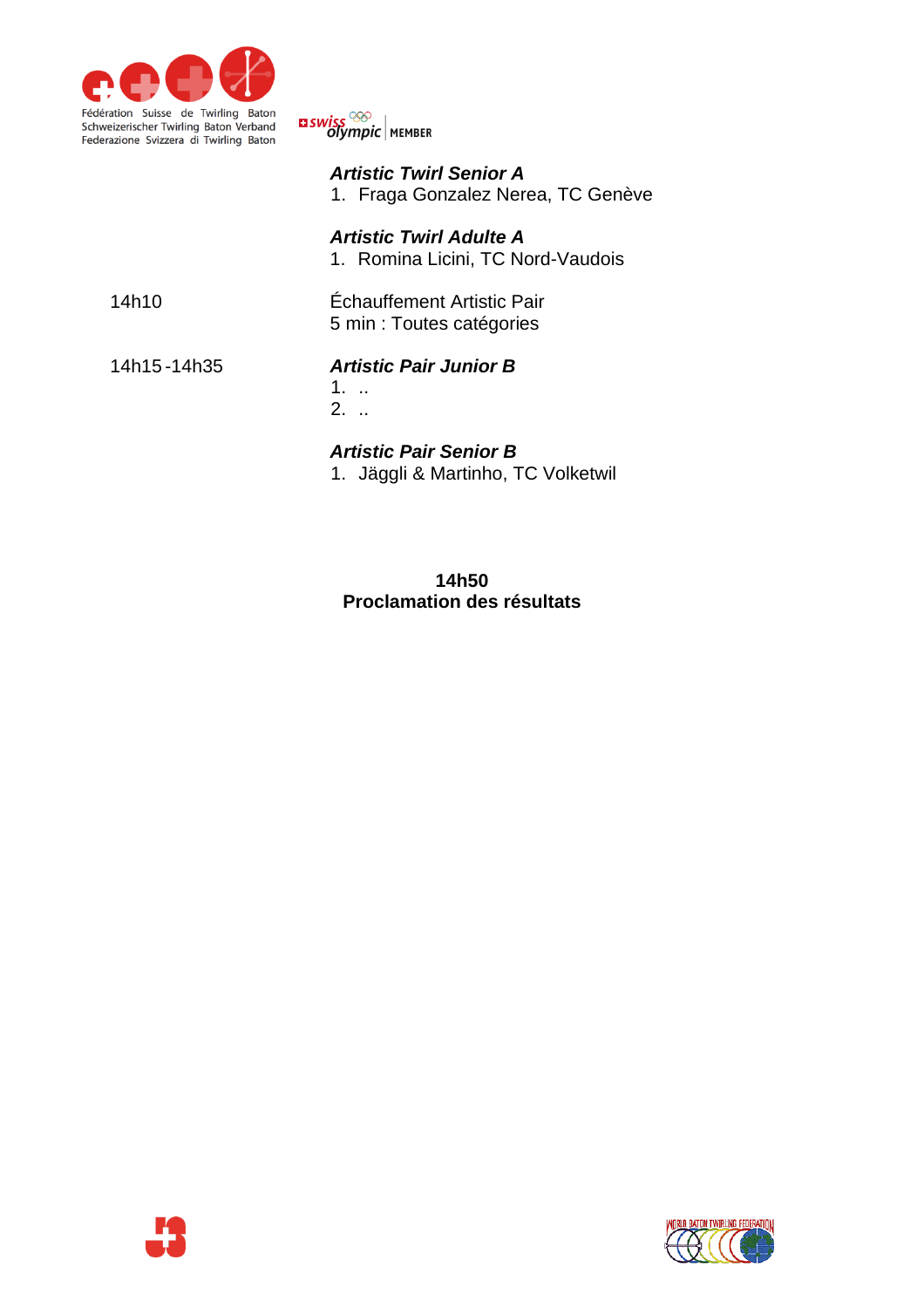***Artistic Twirl Senior A***
1. Fraga Gonzalez Nerea, TC Genève

***Artistic Twirl Adulte A***
1. Romina Licini, TC Nord-Vaudois

14h10

Échauffement Artistic Pair
5 min : Toutes catégories

14h15 -14h35

***Artistic Pair Junior B***
1. ..
2. ..

***Artistic Pair Senior B***
1. Jäggli & Martinho, TC Volketwil

**14h50**
**Proclamation des résultats**